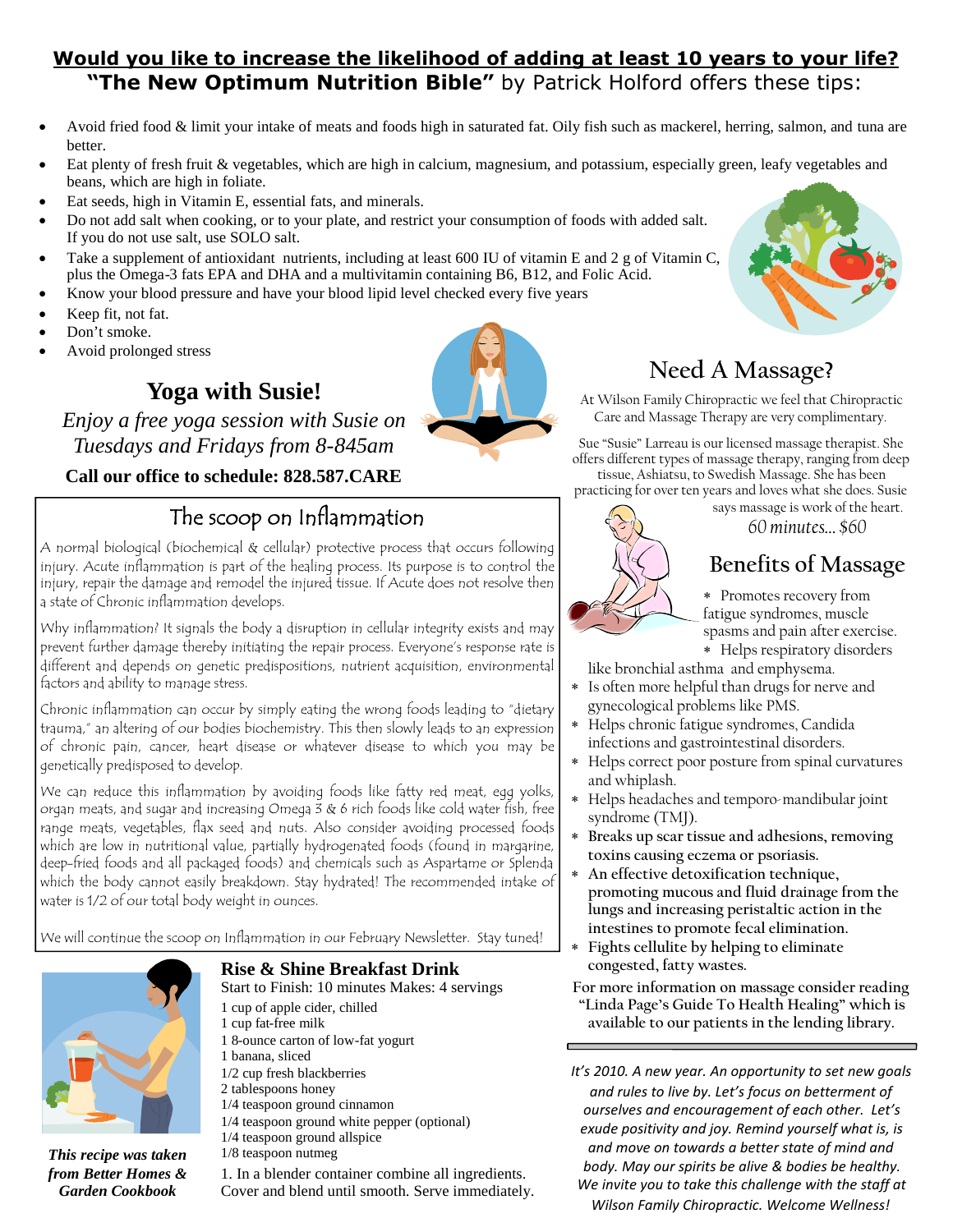# Would you like to increase the likelihood of adding at least 10 years to your life?

**"The New Optimum Nutrition Bible"** by Patrick Holford offers these tips:

- Avoid fried food & limit your intake of meats and foods high in saturated fat. Oily fish such as mackerel, herring, salmon, and tuna are better.
- Eat plenty of fresh fruit & vegetables, which are high in calcium, magnesium, and potassium, especially green, leafy vegetables and beans, which are high in foliate.
- Eat seeds, high in Vitamin E, essential fats, and minerals.
- Do not add salt when cooking, or to your plate, and restrict your consumption of foods with added salt. If you do not use salt, use SOLO salt.
- Take a supplement of antioxidant nutrients, including at least 600 IU of vitamin E and 2 g of Vitamin C, plus the Omega-3 fats EPA and DHA and a multivitamin containing B6, B12, and Folic Acid.
- Know your blood pressure and have your blood lipid level checked every five years
- Keep fit, not fat.
- Don't smoke.
- Avoid prolonged stress

## Yoga with Susie!

*Enjoy a free yoga session with Susie on Tuesdays and Fridays from 8-845am*

**Call our office to schedule: 828.587.CARE**

## The scoop on Inflammation

A normal biological (biochemical & cellular) protective process that occurs following injury. Acute inflammation is part of the healing process. Its purpose is to control the injury, repair the damage and remodel the injured tissue. If Acute does not resolve then a state of Chronic inflammation develops.

Why inflammation? It signals the body a disruption in cellular integrity exists and may prevent further damage thereby initiating the repair process. Everyone's response rate is different and depends on genetic predispositions, nutrient acquisition, environmental factors and ability to manage stress.

Chronic inflammation can occur by simply eating the wrong foods leading to "dietary trauma," an altering of our bodies biochemistry. This then slowly leads to an expression of chronic pain, cancer, heart disease or whatever disease to which you may be genetically predisposed to develop.

We can reduce this inflammation by avoiding foods like fatty red meat, egg yolks, organ meats, and sugar and increasing Omega 3 & 6 rich foods like cold water fish, free range meats, vegetables, flax seed and nuts. Also consider avoiding processed foods which are low in nutritional value, partially hydrogenated foods (found in margarine, deep-fried foods and all packaged foods) and chemicals such as Aspartame or Splenda which the body cannot easily breakdown. Stay hydrated! The recommended intake of water is 1/2 of our total body weight in ounces.

We will continue the scoop on Inflammation in our February Newsletter. Stay tuned!

## Rise & Shine Breakfast Drink

Start to Finish: 10 minutes Makes: 4 servings

1 cup of apple cider, chilled
1 cup fat-free milk
1 8-ounce carton of low-fat yogurt
1 banana, sliced
1/2 cup fresh blackberries
2 tablespoons honey
1/4 teaspoon ground cinnamon
1/4 teaspoon ground white pepper (optional)
1/4 teaspoon ground allspice
1/8 teaspoon nutmeg

1. In a blender container combine all ingredients. Cover and blend until smooth. Serve immediately.

***This recipe was taken from Better Homes & Garden Cookbook***

## Need A Massage?

At Wilson Family Chiropractic we feel that Chiropractic Care and Massage Therapy are very complimentary.

Sue "Susie" Larreau is our licensed massage therapist. She offers different types of massage therapy, ranging from deep tissue, Ashiatsu, to Swedish Massage. She has been practicing for over ten years and loves what she does. Susie says massage is work of the heart.

*60 minutes... $60*

## Benefits of Massage

- Promotes recovery from fatigue syndromes, muscle spasms and pain after exercise.
- Helps respiratory disorders like bronchial asthma and emphysema.
- Is often more helpful than drugs for nerve and gynecological problems like PMS.
- Helps chronic fatigue syndromes, Candida infections and gastrointestinal disorders.
- Helps correct poor posture from spinal curvatures and whiplash.
- Helps headaches and temporo-mandibular joint syndrome (TMJ).
- Breaks up scar tissue and adhesions, removing toxins causing eczema or psoriasis.
- An effective detoxification technique, promoting mucous and fluid drainage from the lungs and increasing peristaltic action in the intestines to promote fecal elimination.
- Fights cellulite by helping to eliminate congested, fatty wastes.

For more information on massage consider reading "Linda Page's Guide To Health Healing" which is available to our patients in the lending library.

*It's 2010. A new year. An opportunity to set new goals and rules to live by. Let's focus on betterment of ourselves and encouragement of each other. Let's exude positivity and joy. Remind yourself what is, is and move on towards a better state of mind and body. May our spirits be alive & bodies be healthy. We invite you to take this challenge with the staff at Wilson Family Chiropractic. Welcome Wellness!*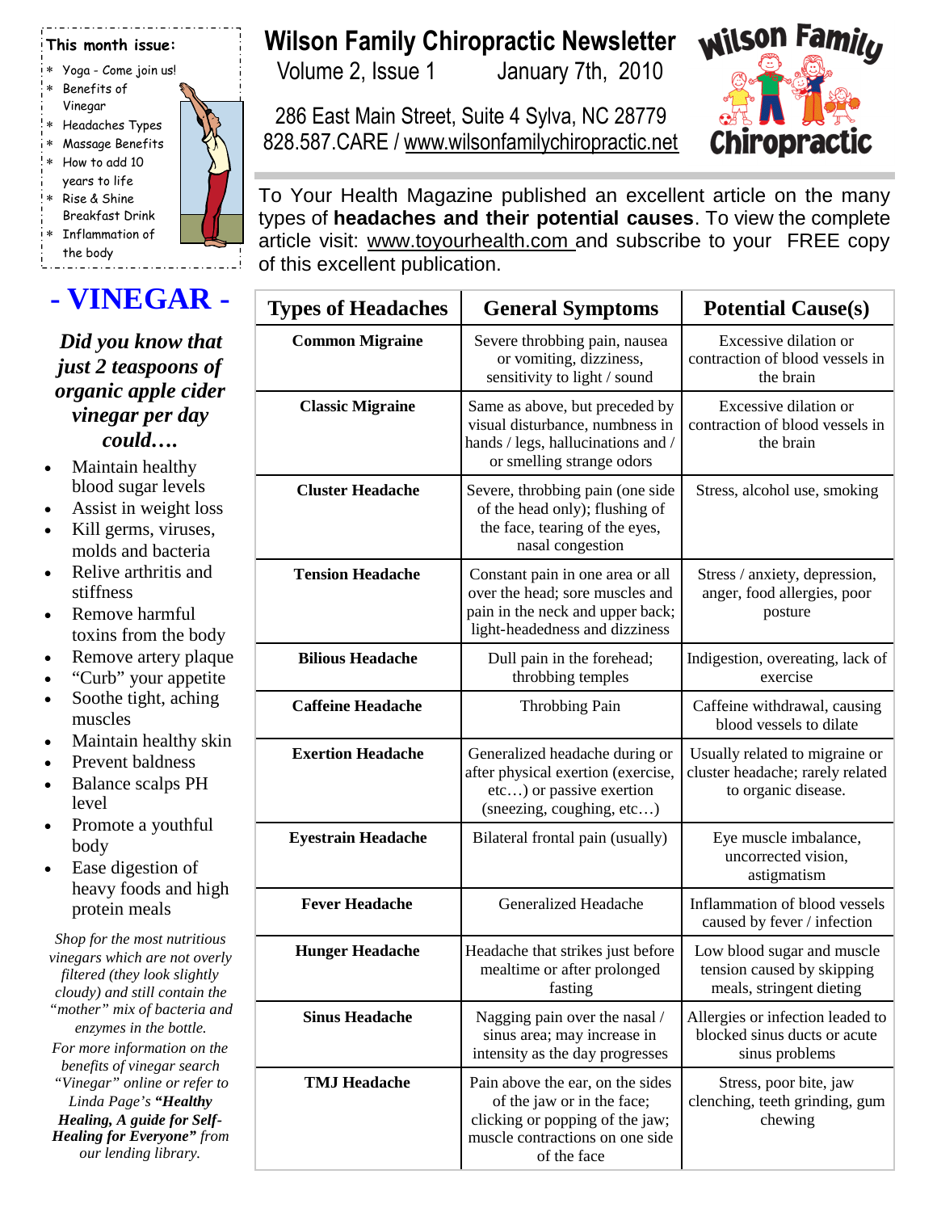This month issue:

- Yoga - Come join us!
- Benefits of Vinegar
- Headaches Types
- Massage Benefits
- How to add 10 years to life
- Rise & Shine Breakfast Drink
- Inflammation of the body

# Wilson Family Chiropractic Newsletter

Volume 2, Issue 1 January 7th, 2010

286 East Main Street, Suite 4 Sylva, NC 28779
828.587.CARE / www.wilsonfamilychiropractic.net

Wilson Family Chiropractic

## - VINEGAR -

***Did you know that just 2 teaspoons of organic apple cider vinegar per day could….***

- Maintain healthy blood sugar levels
- Assist in weight loss
- Kill germs, viruses, molds and bacteria
- Relive arthritis and stiffness
- Remove harmful toxins from the body
- Remove artery plaque
- "Curb" your appetite
- Soothe tight, aching muscles
- Maintain healthy skin
- Prevent baldness
- Balance scalps PH level
- Promote a youthful body
- Ease digestion of heavy foods and high protein meals

*Shop for the most nutritious vinegars which are not overly filtered (they look slightly cloudy) and still contain the "mother" mix of bacteria and enzymes in the bottle.*

*For more information on the benefits of vinegar search "Vinegar" online or refer to Linda Page's **"Healthy Healing, A guide for Self-Healing for Everyone"** from our lending library.*

To Your Health Magazine published an excellent article on the many types of **headaches and their potential causes**. To view the complete article visit: www.toyourhealth.com and subscribe to your FREE copy of this excellent publication.

| Types of Headaches | General Symptoms | Potential Cause(s) |
|---|---|---|
| **Common Migraine** | Severe throbbing pain, nausea or vomiting, dizziness, sensitivity to light / sound | Excessive dilation or contraction of blood vessels in the brain |
| **Classic Migraine** | Same as above, but preceded by visual disturbance, numbness in hands / legs, hallucinations and / or smelling strange odors | Excessive dilation or contraction of blood vessels in the brain |
| **Cluster Headache** | Severe, throbbing pain (one side of the head only); flushing of the face, tearing of the eyes, nasal congestion | Stress, alcohol use, smoking |
| **Tension Headache** | Constant pain in one area or all over the head; sore muscles and pain in the neck and upper back; light-headedness and dizziness | Stress / anxiety, depression, anger, food allergies, poor posture |
| **Bilious Headache** | Dull pain in the forehead; throbbing temples | Indigestion, overeating, lack of exercise |
| **Caffeine Headache** | Throbbing Pain | Caffeine withdrawal, causing blood vessels to dilate |
| **Exertion Headache** | Generalized headache during or after physical exertion (exercise, etc…) or passive exertion (sneezing, coughing, etc…) | Usually related to migraine or cluster headache; rarely related to organic disease. |
| **Eyestrain Headache** | Bilateral frontal pain (usually) | Eye muscle imbalance, uncorrected vision, astigmatism |
| **Fever Headache** | Generalized Headache | Inflammation of blood vessels caused by fever / infection |
| **Hunger Headache** | Headache that strikes just before mealtime or after prolonged fasting | Low blood sugar and muscle tension caused by skipping meals, stringent dieting |
| **Sinus Headache** | Nagging pain over the nasal / sinus area; may increase in intensity as the day progresses | Allergies or infection leaded to blocked sinus ducts or acute sinus problems |
| **TMJ Headache** | Pain above the ear, on the sides of the jaw or in the face; clicking or popping of the jaw; muscle contractions on one side of the face | Stress, poor bite, jaw clenching, teeth grinding, gum chewing |